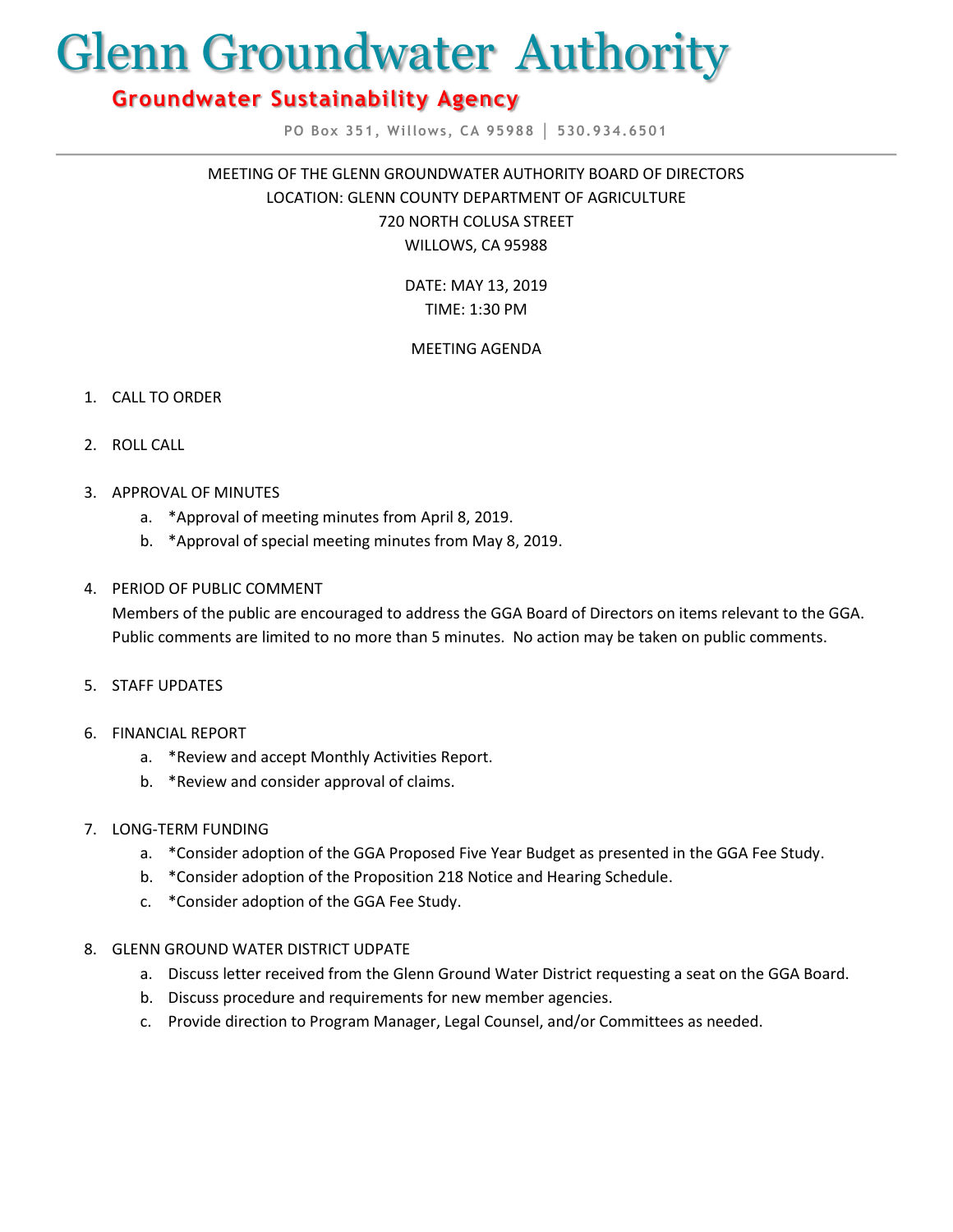# Glenn Groundwater Authority

## Groundwater Sustainability Agency

PO Box 351, Willows, CA 95988 | 530.934.6501

MEETING OF THE GLENN GROUNDWATER AUTHORITY BOARD OF DIRECTORS
LOCATION: GLENN COUNTY DEPARTMENT OF AGRICULTURE
720 NORTH COLUSA STREET
WILLOWS, CA 95988

DATE: MAY 13, 2019
TIME: 1:30 PM

MEETING AGENDA

1. CALL TO ORDER

2. ROLL CALL

3. APPROVAL OF MINUTES
   a. *Approval of meeting minutes from April 8, 2019.
   b. *Approval of special meeting minutes from May 8, 2019.

4. PERIOD OF PUBLIC COMMENT
   Members of the public are encouraged to address the GGA Board of Directors on items relevant to the GGA. Public comments are limited to no more than 5 minutes. No action may be taken on public comments.

5. STAFF UPDATES

6. FINANCIAL REPORT
   a. *Review and accept Monthly Activities Report.
   b. *Review and consider approval of claims.

7. LONG-TERM FUNDING
   a. *Consider adoption of the GGA Proposed Five Year Budget as presented in the GGA Fee Study.
   b. *Consider adoption of the Proposition 218 Notice and Hearing Schedule.
   c. *Consider adoption of the GGA Fee Study.

8. GLENN GROUND WATER DISTRICT UDPATE
   a. Discuss letter received from the Glenn Ground Water District requesting a seat on the GGA Board.
   b. Discuss procedure and requirements for new member agencies.
   c. Provide direction to Program Manager, Legal Counsel, and/or Committees as needed.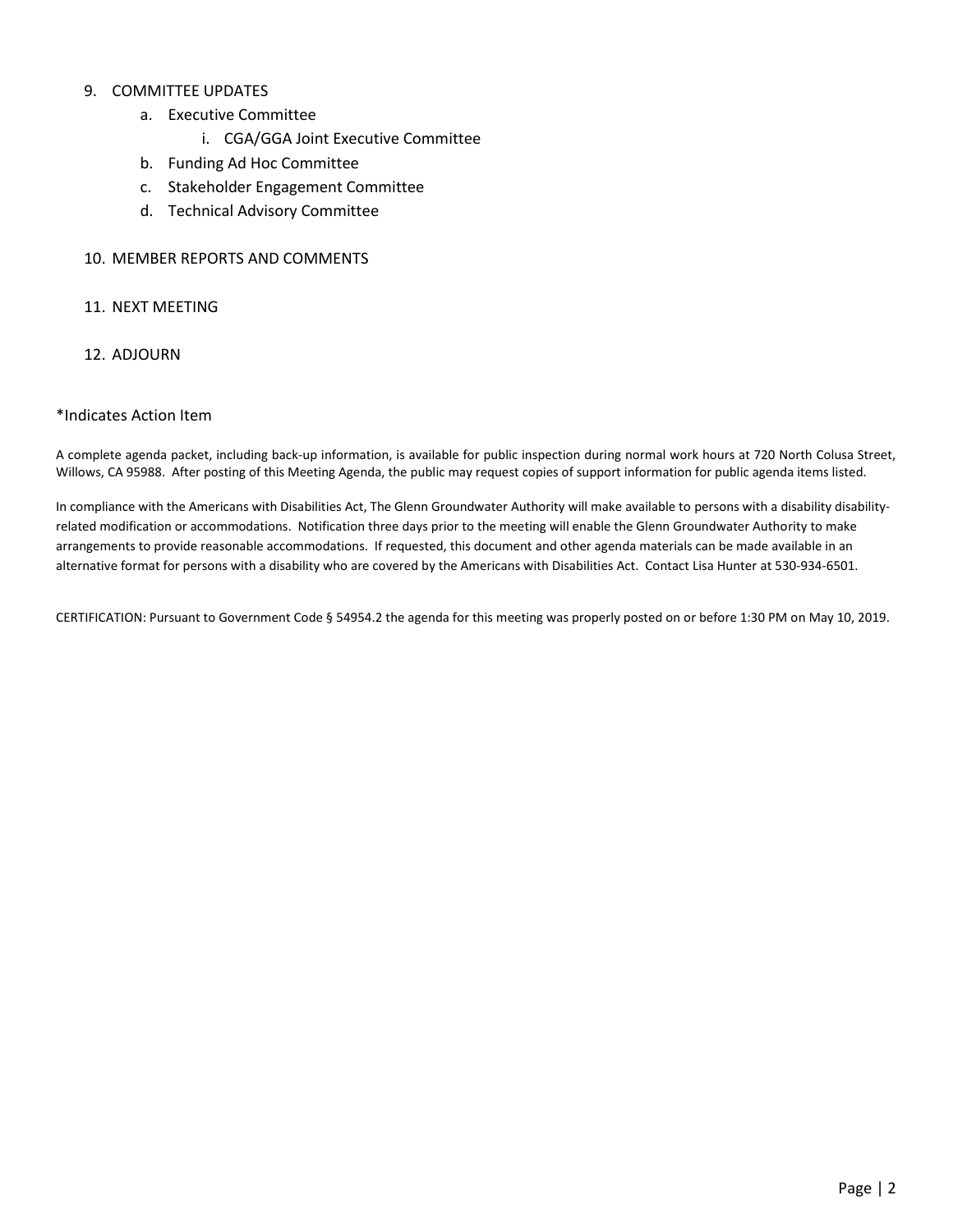9. COMMITTEE UPDATES
    a. Executive Committee
        i. CGA/GGA Joint Executive Committee
    b. Funding Ad Hoc Committee
    c. Stakeholder Engagement Committee
    d. Technical Advisory Committee

10. MEMBER REPORTS AND COMMENTS

11. NEXT MEETING

12. ADJOURN

*Indicates Action Item

A complete agenda packet, including back-up information, is available for public inspection during normal work hours at 720 North Colusa Street, Willows, CA 95988. After posting of this Meeting Agenda, the public may request copies of support information for public agenda items listed.

In compliance with the Americans with Disabilities Act, The Glenn Groundwater Authority will make available to persons with a disability disability-related modification or accommodations. Notification three days prior to the meeting will enable the Glenn Groundwater Authority to make arrangements to provide reasonable accommodations. If requested, this document and other agenda materials can be made available in an alternative format for persons with a disability who are covered by the Americans with Disabilities Act. Contact Lisa Hunter at 530-934-6501.

CERTIFICATION: Pursuant to Government Code § 54954.2 the agenda for this meeting was properly posted on or before 1:30 PM on May 10, 2019.